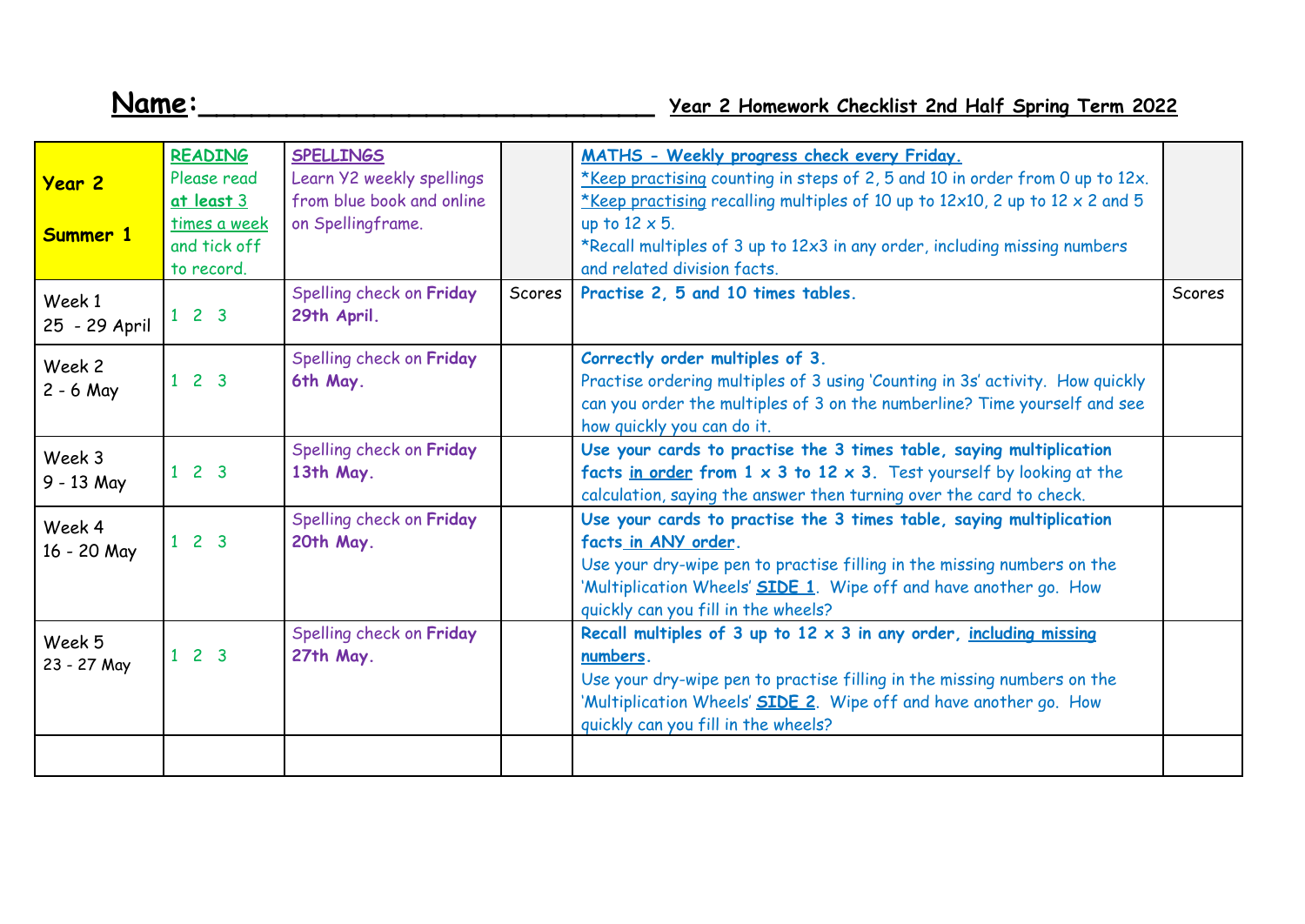**Name:**______________________________ **Year 2 Homework Checklist 2nd Half Spring Term 2022**

| **Year 2**<br><br>**Summer 1** | **READING**<br>Please read **at least** 3 times a week and tick off to record. | **SPELLINGS**<br>Learn Y2 weekly spellings from blue book and online on Spellingframe. | | **MATHS - Weekly progress check every Friday.**<br>*Keep practising counting in steps of 2, 5 and 10 in order from 0 up to 12x.<br>*Keep practising recalling multiples of 10 up to 12x10, 2 up to 12 x 2 and 5 up to 12 x 5.<br>*Recall multiples of 3 up to 12x3 in any order, including missing numbers and related division facts. | |
|---|---|---|---|---|---|
| Week 1<br>25 - 29 April | 1 2 3 | Spelling check on **Friday 29th April.** | Scores | **Practise 2, 5 and 10 times tables.** | Scores |
| Week 2<br>2 - 6 May | 1 2 3 | Spelling check on **Friday 6th May.** | | **Correctly order multiples of 3.**<br>Practise ordering multiples of 3 using 'Counting in 3s' activity. How quickly can you order the multiples of 3 on the numberline? Time yourself and see how quickly you can do it. | |
| Week 3<br>9 - 13 May | 1 2 3 | Spelling check on **Friday 13th May.** | | **Use your cards to practise the 3 times table, saying multiplication facts in order from 1 x 3 to 12 x 3.** Test yourself by looking at the calculation, saying the answer then turning over the card to check. | |
| Week 4<br>16 - 20 May | 1 2 3 | Spelling check on **Friday 20th May.** | | **Use your cards to practise the 3 times table, saying multiplication facts in ANY order.**<br>Use your dry-wipe pen to practise filling in the missing numbers on the 'Multiplication Wheels' **SIDE 1**. Wipe off and have another go. How quickly can you fill in the wheels? | |
| Week 5<br>23 - 27 May | 1 2 3 | Spelling check on **Friday 27th May.** | | **Recall multiples of 3 up to 12 x 3 in any order, including missing numbers.**<br>Use your dry-wipe pen to practise filling in the missing numbers on the 'Multiplication Wheels' **SIDE 2**. Wipe off and have another go. How quickly can you fill in the wheels? | |
| | | | | | |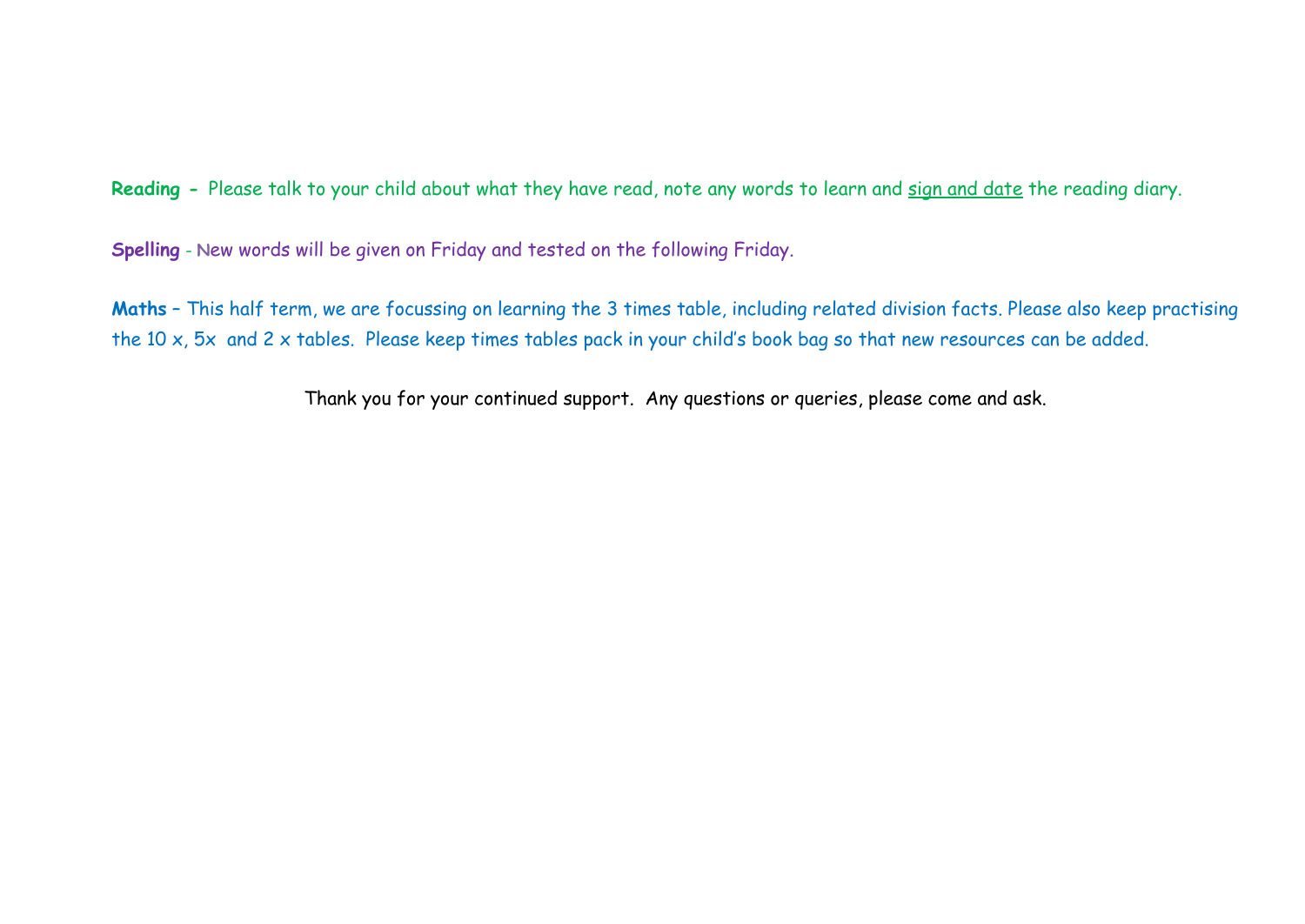**Reading –** Please talk to your child about what they have read, note any words to learn and <u>sign and date</u> the reading diary.

**Spelling** - New words will be given on Friday and tested on the following Friday.

**Maths –** This half term, we are focussing on learning the 3 times table, including related division facts. Please also keep practising the 10 x, 5x and 2 x tables. Please keep times tables pack in your child's book bag so that new resources can be added.

Thank you for your continued support. Any questions or queries, please come and ask.